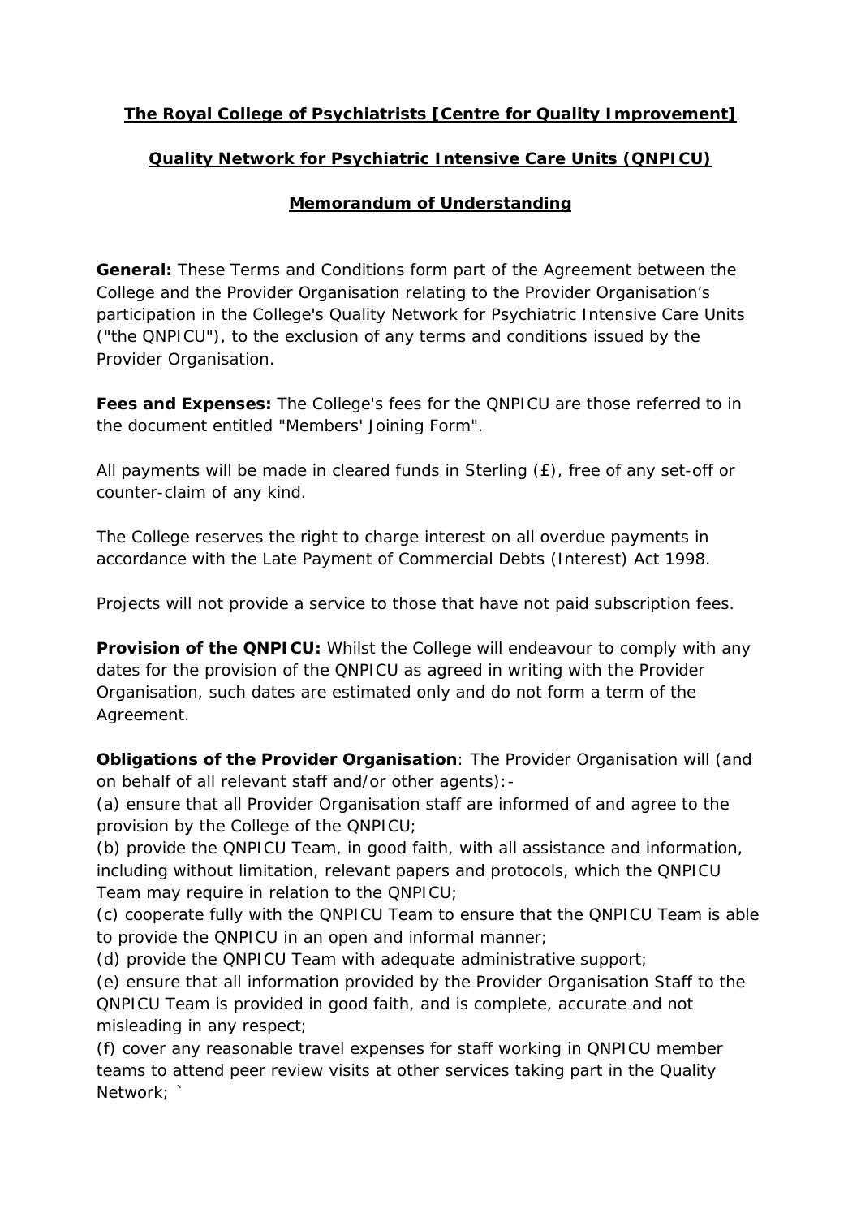**The Royal College of Psychiatrists [Centre for Quality Improvement]**

**Quality Network for Psychiatric Intensive Care Units (QNPICU)**

**Memorandum of Understanding**

**General:** These Terms and Conditions form part of the Agreement between the College and the Provider Organisation relating to the Provider Organisation's participation in the College's Quality Network for Psychiatric Intensive Care Units ("the QNPICU"), to the exclusion of any terms and conditions issued by the Provider Organisation.

**Fees and Expenses:** The College's fees for the QNPICU are those referred to in the document entitled "Members' Joining Form".

All payments will be made in cleared funds in Sterling (£), free of any set-off or counter-claim of any kind.

The College reserves the right to charge interest on all overdue payments in accordance with the Late Payment of Commercial Debts (Interest) Act 1998.

Projects will not provide a service to those that have not paid subscription fees.

**Provision of the QNPICU:** Whilst the College will endeavour to comply with any dates for the provision of the QNPICU as agreed in writing with the Provider Organisation, such dates are estimated only and do not form a term of the Agreement.

**Obligations of the Provider Organisation**: The Provider Organisation will (and on behalf of all relevant staff and/or other agents):-

(a) ensure that all Provider Organisation staff are informed of and agree to the provision by the College of the QNPICU;

(b) provide the QNPICU Team, in good faith, with all assistance and information, including without limitation, relevant papers and protocols, which the QNPICU Team may require in relation to the QNPICU;

(c) cooperate fully with the QNPICU Team to ensure that the QNPICU Team is able to provide the QNPICU in an open and informal manner;

(d) provide the QNPICU Team with adequate administrative support;

(e) ensure that all information provided by the Provider Organisation Staff to the QNPICU Team is provided in good faith, and is complete, accurate and not misleading in any respect;

(f) cover any reasonable travel expenses for staff working in QNPICU member teams to attend peer review visits at other services taking part in the Quality Network; `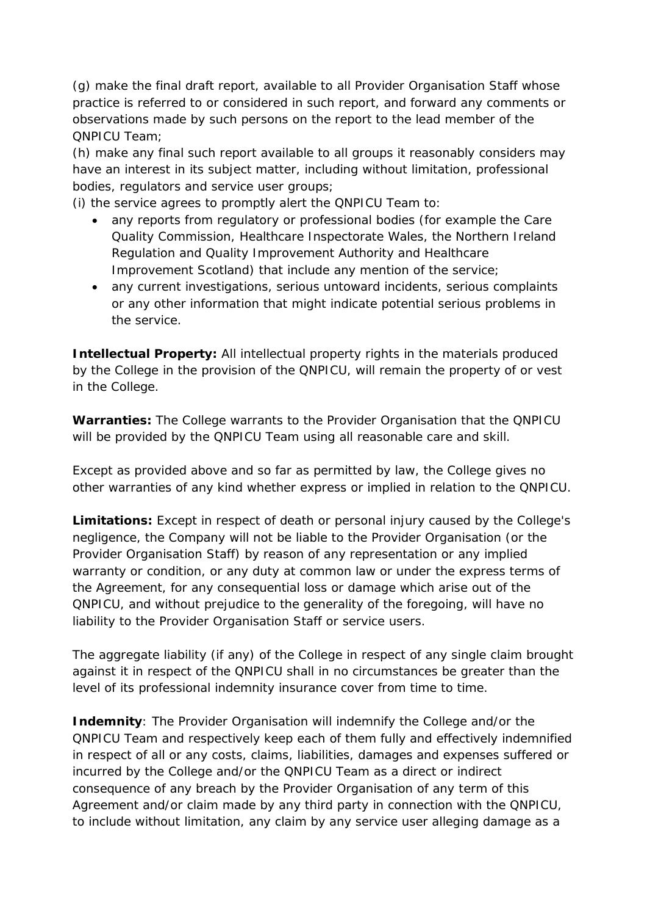(g) make the final draft report, available to all Provider Organisation Staff whose practice is referred to or considered in such report, and forward any comments or observations made by such persons on the report to the lead member of the QNPICU Team;

(h) make any final such report available to all groups it reasonably considers may have an interest in its subject matter, including without limitation, professional bodies, regulators and service user groups;

(i) the service agrees to promptly alert the QNPICU Team to:

- any reports from regulatory or professional bodies (for example the Care Quality Commission, Healthcare Inspectorate Wales, the Northern Ireland Regulation and Quality Improvement Authority and Healthcare Improvement Scotland) that include any mention of the service;
- any current investigations, serious untoward incidents, serious complaints or any other information that might indicate potential serious problems in the service.

**Intellectual Property:** All intellectual property rights in the materials produced by the College in the provision of the QNPICU, will remain the property of or vest in the College.

**Warranties:** The College warrants to the Provider Organisation that the QNPICU will be provided by the QNPICU Team using all reasonable care and skill.

Except as provided above and so far as permitted by law, the College gives no other warranties of any kind whether express or implied in relation to the QNPICU.

**Limitations:** Except in respect of death or personal injury caused by the College's negligence, the Company will not be liable to the Provider Organisation (or the Provider Organisation Staff) by reason of any representation or any implied warranty or condition, or any duty at common law or under the express terms of the Agreement, for any consequential loss or damage which arise out of the QNPICU, and without prejudice to the generality of the foregoing, will have no liability to the Provider Organisation Staff or service users.

The aggregate liability (if any) of the College in respect of any single claim brought against it in respect of the QNPICU shall in no circumstances be greater than the level of its professional indemnity insurance cover from time to time.

**Indemnity**: The Provider Organisation will indemnify the College and/or the QNPICU Team and respectively keep each of them fully and effectively indemnified in respect of all or any costs, claims, liabilities, damages and expenses suffered or incurred by the College and/or the QNPICU Team as a direct or indirect consequence of any breach by the Provider Organisation of any term of this Agreement and/or claim made by any third party in connection with the QNPICU, to include without limitation, any claim by any service user alleging damage as a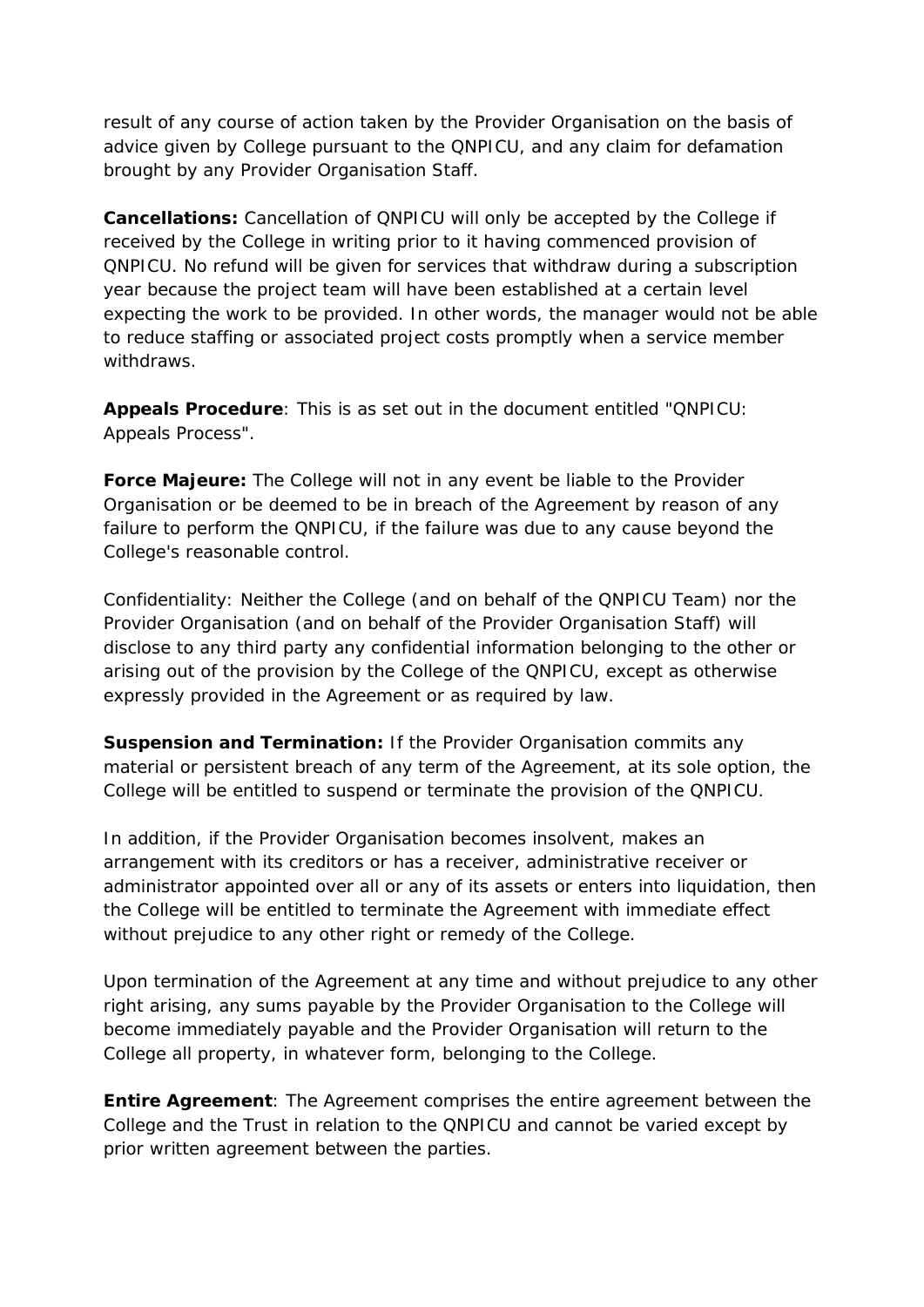result of any course of action taken by the Provider Organisation on the basis of advice given by College pursuant to the QNPICU, and any claim for defamation brought by any Provider Organisation Staff.

**Cancellations:** Cancellation of QNPICU will only be accepted by the College if received by the College in writing prior to it having commenced provision of QNPICU. No refund will be given for services that withdraw during a subscription year because the project team will have been established at a certain level expecting the work to be provided. In other words, the manager would not be able to reduce staffing or associated project costs promptly when a service member withdraws.

**Appeals Procedure**: This is as set out in the document entitled "QNPICU: Appeals Process".

**Force Majeure:** The College will not in any event be liable to the Provider Organisation or be deemed to be in breach of the Agreement by reason of any failure to perform the QNPICU, if the failure was due to any cause beyond the College's reasonable control.

Confidentiality: Neither the College (and on behalf of the QNPICU Team) nor the Provider Organisation (and on behalf of the Provider Organisation Staff) will disclose to any third party any confidential information belonging to the other or arising out of the provision by the College of the QNPICU, except as otherwise expressly provided in the Agreement or as required by law.

**Suspension and Termination:** If the Provider Organisation commits any material or persistent breach of any term of the Agreement, at its sole option, the College will be entitled to suspend or terminate the provision of the QNPICU.

In addition, if the Provider Organisation becomes insolvent, makes an arrangement with its creditors or has a receiver, administrative receiver or administrator appointed over all or any of its assets or enters into liquidation, then the College will be entitled to terminate the Agreement with immediate effect without prejudice to any other right or remedy of the College.

Upon termination of the Agreement at any time and without prejudice to any other right arising, any sums payable by the Provider Organisation to the College will become immediately payable and the Provider Organisation will return to the College all property, in whatever form, belonging to the College.

**Entire Agreement**: The Agreement comprises the entire agreement between the College and the Trust in relation to the QNPICU and cannot be varied except by prior written agreement between the parties.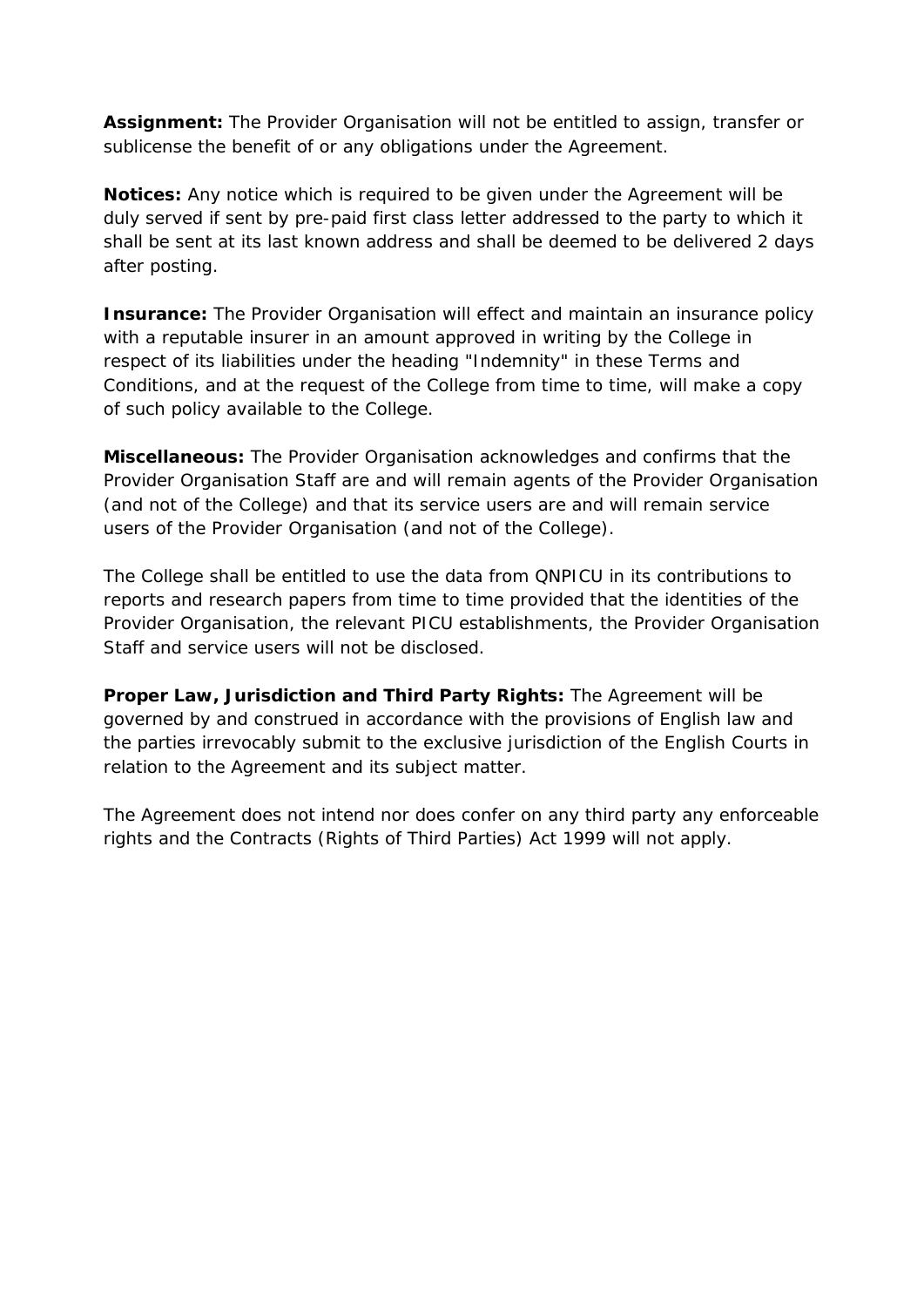**Assignment:** The Provider Organisation will not be entitled to assign, transfer or sublicense the benefit of or any obligations under the Agreement.

**Notices:** Any notice which is required to be given under the Agreement will be duly served if sent by pre-paid first class letter addressed to the party to which it shall be sent at its last known address and shall be deemed to be delivered 2 days after posting.

**Insurance:** The Provider Organisation will effect and maintain an insurance policy with a reputable insurer in an amount approved in writing by the College in respect of its liabilities under the heading "Indemnity" in these Terms and Conditions, and at the request of the College from time to time, will make a copy of such policy available to the College.

**Miscellaneous:** The Provider Organisation acknowledges and confirms that the Provider Organisation Staff are and will remain agents of the Provider Organisation (and not of the College) and that its service users are and will remain service users of the Provider Organisation (and not of the College).

The College shall be entitled to use the data from QNPICU in its contributions to reports and research papers from time to time provided that the identities of the Provider Organisation, the relevant PICU establishments, the Provider Organisation Staff and service users will not be disclosed.

**Proper Law, Jurisdiction and Third Party Rights:** The Agreement will be governed by and construed in accordance with the provisions of English law and the parties irrevocably submit to the exclusive jurisdiction of the English Courts in relation to the Agreement and its subject matter.

The Agreement does not intend nor does confer on any third party any enforceable rights and the Contracts (Rights of Third Parties) Act 1999 will not apply.